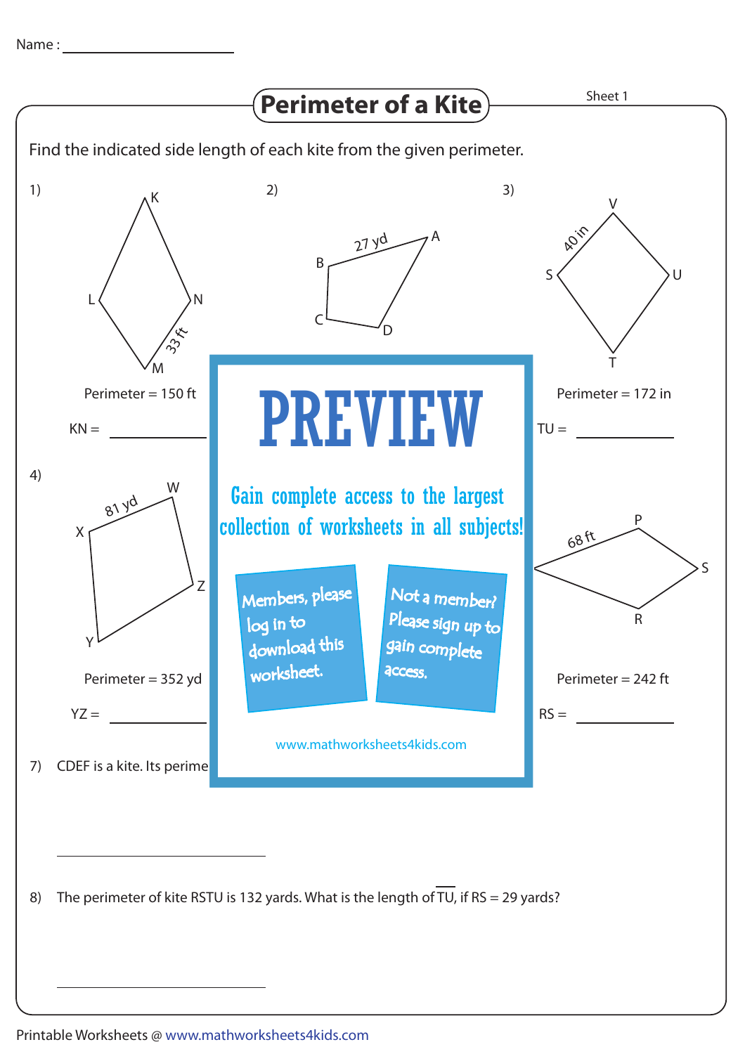Name : ____________________

# Perimeter of a Kite

Sheet 1

Find the indicated side length of each kite from the given perimeter.

1) K, L, N, M — 33 ft

Perimeter = 150 ft

KN = ____________

2) A, B, C, D — 27 yd

3) V, S, U, T — 40 in

Perimeter = 172 in

TU = ____________

4) W, X, Z, Y — 81 yd

Perimeter = 352 yd

YZ = ____________

P, S, R — 68 ft

Perimeter = 242 ft

RS = ____________

**PREVIEW**

Gain complete access to the largest collection of worksheets in all subjects!

Members, please log in to download this worksheet.

Not a member? Please sign up to gain complete access.

www.mathworksheets4kids.com

7) CDEF is a kite. Its perime

____________________

8) The perimeter of kite RSTU is 132 yards. What is the length of $\overline{TU}$, if RS = 29 yards?

____________________

Printable Worksheets @ www.mathworksheets4kids.com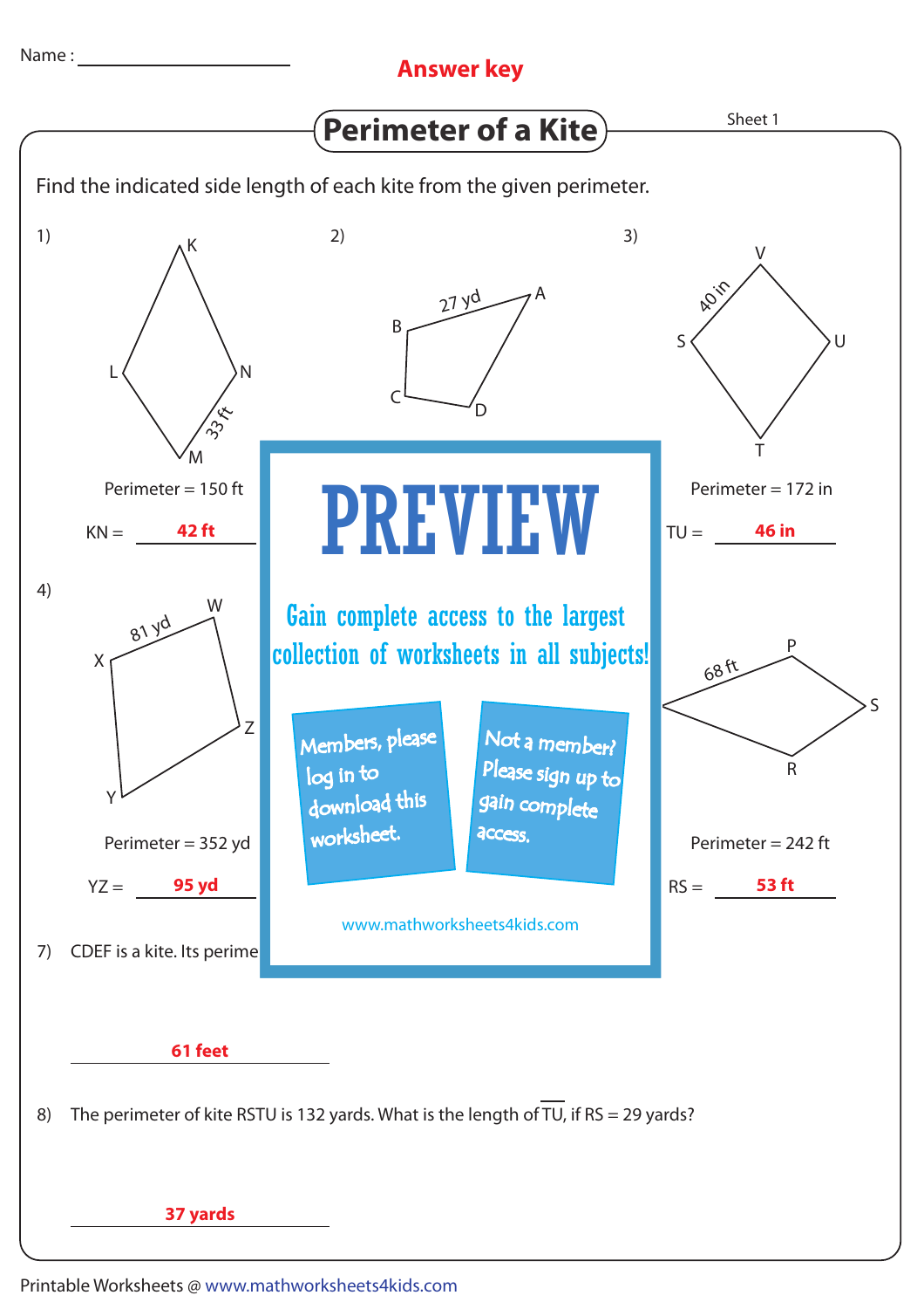Name : ______________________

**Answer key**

# Perimeter of a Kite

Sheet 1

Find the indicated side length of each kite from the given perimeter.

1)

K, L, N, M

33 ft

Perimeter = 150 ft

KN = **42 ft**

2)

27 yd

A, B, C, D

3)

V, S, U, T

40 in

Perimeter = 172 in

TU = **46 in**

4)

81 yd

W, X, Z, Y

Perimeter = 352 yd

YZ = **95 yd**

**PREVIEW**

Gain complete access to the largest collection of worksheets in all subjects!

Members, please log in to download this worksheet.

Not a member? Please sign up to gain complete access.

www.mathworksheets4kids.com

6)

68 ft

P, S, R

Perimeter = 242 ft

RS = **53 ft**

7) CDEF is a kite. Its perime

**61 feet**

8) The perimeter of kite RSTU is 132 yards. What is the length of $\overline{TU}$, if RS = 29 yards?

**37 yards**

Printable Worksheets @ www.mathworksheets4kids.com